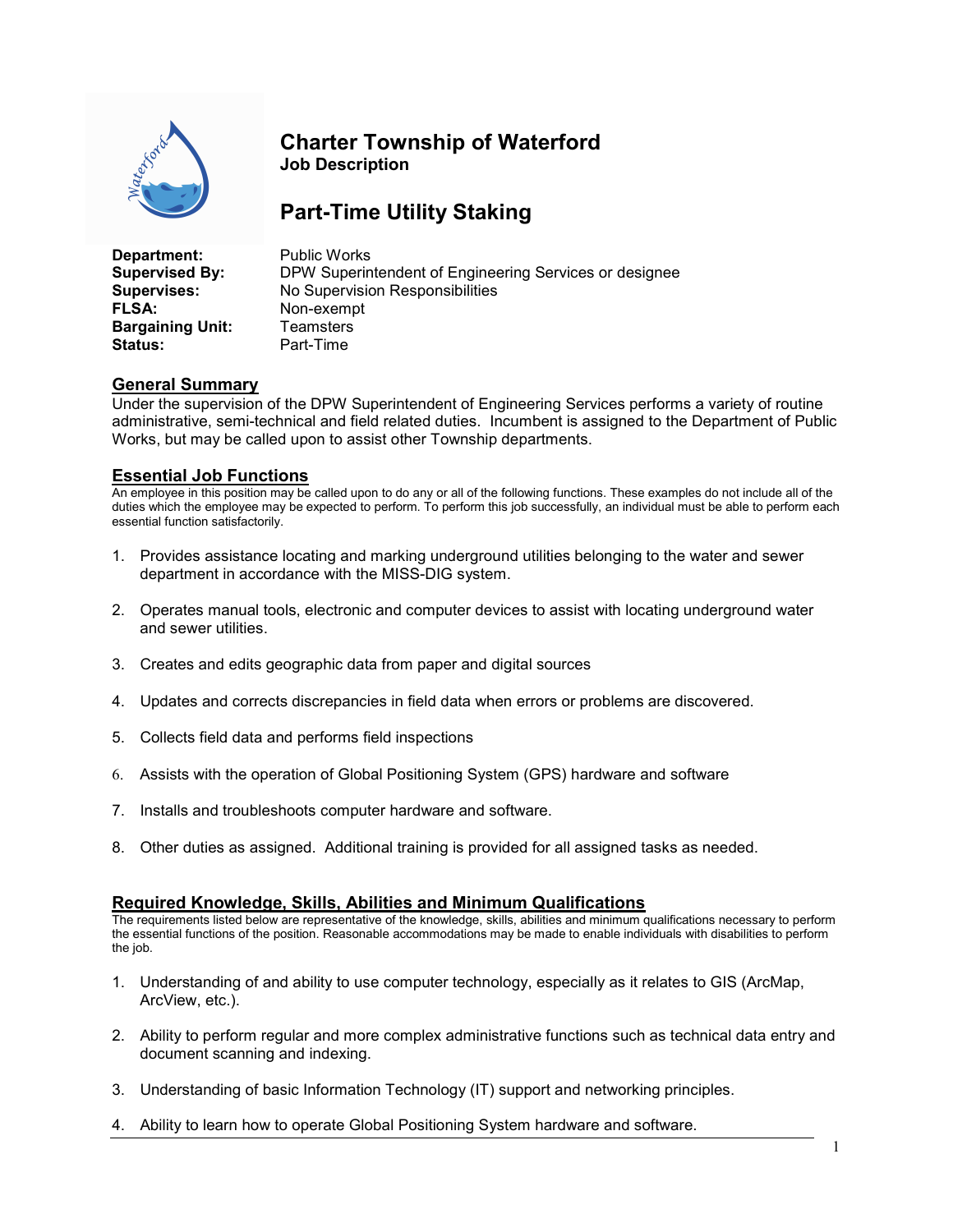# Charter Township of Waterford

**Job Description**

## Part-Time Utility Staking

**Department:** Public Works
**Supervised By:** DPW Superintendent of Engineering Services or designee
**Supervises:** No Supervision Responsibilities
**FLSA:** Non-exempt
**Bargaining Unit:** Teamsters
**Status:** Part-Time

### General Summary

Under the supervision of the DPW Superintendent of Engineering Services performs a variety of routine administrative, semi-technical and field related duties. Incumbent is assigned to the Department of Public Works, but may be called upon to assist other Township departments.

### Essential Job Functions

An employee in this position may be called upon to do any or all of the following functions. These examples do not include all of the duties which the employee may be expected to perform. To perform this job successfully, an individual must be able to perform each essential function satisfactorily.

1. Provides assistance locating and marking underground utilities belonging to the water and sewer department in accordance with the MISS-DIG system.
2. Operates manual tools, electronic and computer devices to assist with locating underground water and sewer utilities.
3. Creates and edits geographic data from paper and digital sources
4. Updates and corrects discrepancies in field data when errors or problems are discovered.
5. Collects field data and performs field inspections
6. Assists with the operation of Global Positioning System (GPS) hardware and software
7. Installs and troubleshoots computer hardware and software.
8. Other duties as assigned. Additional training is provided for all assigned tasks as needed.

### Required Knowledge, Skills, Abilities and Minimum Qualifications

The requirements listed below are representative of the knowledge, skills, abilities and minimum qualifications necessary to perform the essential functions of the position. Reasonable accommodations may be made to enable individuals with disabilities to perform the job.

1. Understanding of and ability to use computer technology, especially as it relates to GIS (ArcMap, ArcView, etc.).
2. Ability to perform regular and more complex administrative functions such as technical data entry and document scanning and indexing.
3. Understanding of basic Information Technology (IT) support and networking principles.
4. Ability to learn how to operate Global Positioning System hardware and software.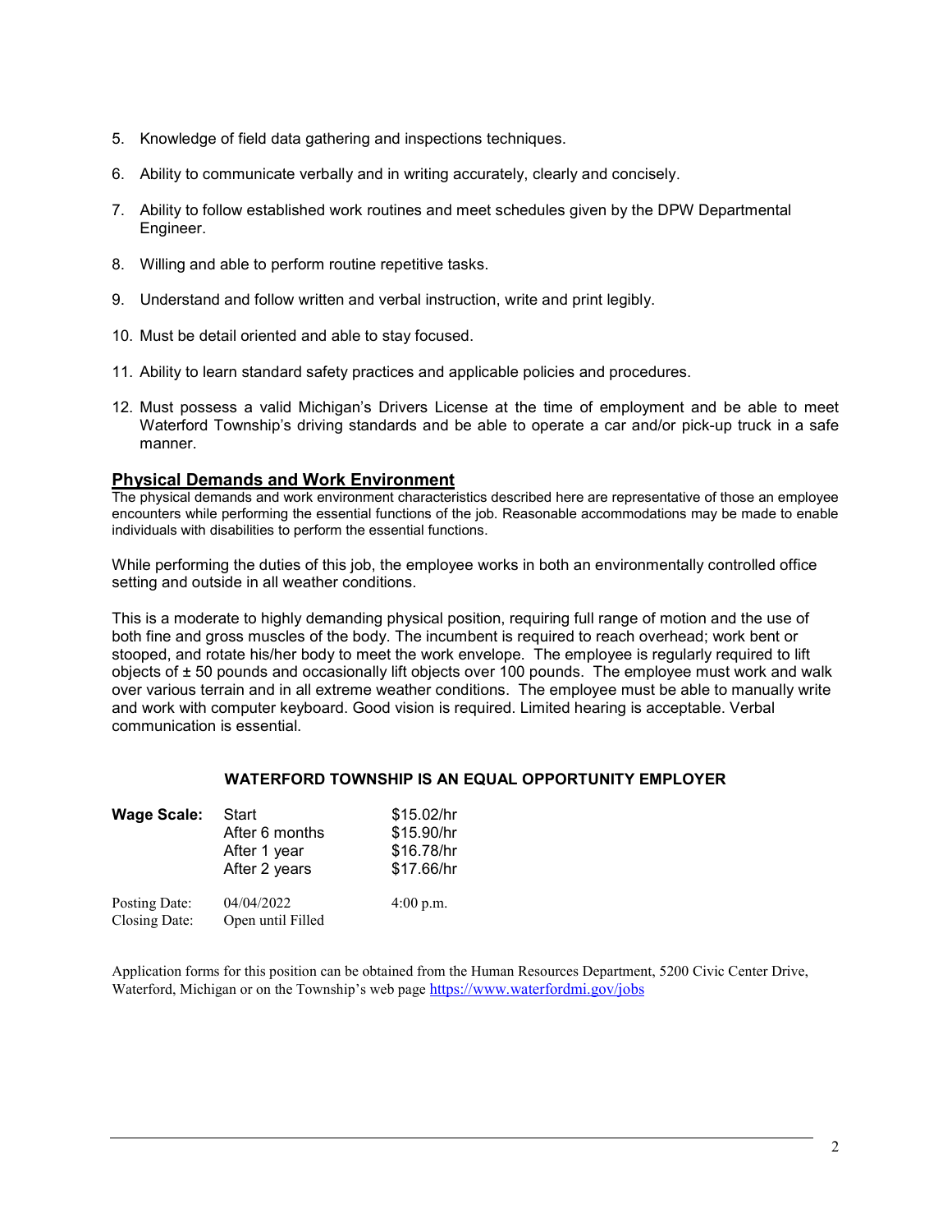5. Knowledge of field data gathering and inspections techniques.

6. Ability to communicate verbally and in writing accurately, clearly and concisely.

7. Ability to follow established work routines and meet schedules given by the DPW Departmental Engineer.

8. Willing and able to perform routine repetitive tasks.

9. Understand and follow written and verbal instruction, write and print legibly.

10. Must be detail oriented and able to stay focused.

11. Ability to learn standard safety practices and applicable policies and procedures.

12. Must possess a valid Michigan's Drivers License at the time of employment and be able to meet Waterford Township's driving standards and be able to operate a car and/or pick-up truck in a safe manner.

## Physical Demands and Work Environment

The physical demands and work environment characteristics described here are representative of those an employee encounters while performing the essential functions of the job. Reasonable accommodations may be made to enable individuals with disabilities to perform the essential functions.

While performing the duties of this job, the employee works in both an environmentally controlled office setting and outside in all weather conditions.

This is a moderate to highly demanding physical position, requiring full range of motion and the use of both fine and gross muscles of the body. The incumbent is required to reach overhead; work bent or stooped, and rotate his/her body to meet the work envelope. The employee is regularly required to lift objects of ± 50 pounds and occasionally lift objects over 100 pounds. The employee must work and walk over various terrain and in all extreme weather conditions. The employee must be able to manually write and work with computer keyboard. Good vision is required. Limited hearing is acceptable. Verbal communication is essential.

**WATERFORD TOWNSHIP IS AN EQUAL OPPORTUNITY EMPLOYER**

| | | |
|---|---|---|
| **Wage Scale:** | Start | \$15.02/hr |
| | After 6 months | \$15.90/hr |
| | After 1 year | \$16.78/hr |
| | After 2 years | \$17.66/hr |

| | | |
|---|---|---|
| Posting Date: | 04/04/2022 | 4:00 p.m. |
| Closing Date: | Open until Filled | |

Application forms for this position can be obtained from the Human Resources Department, 5200 Civic Center Drive, Waterford, Michigan or on the Township's web page https://www.waterfordmi.gov/jobs